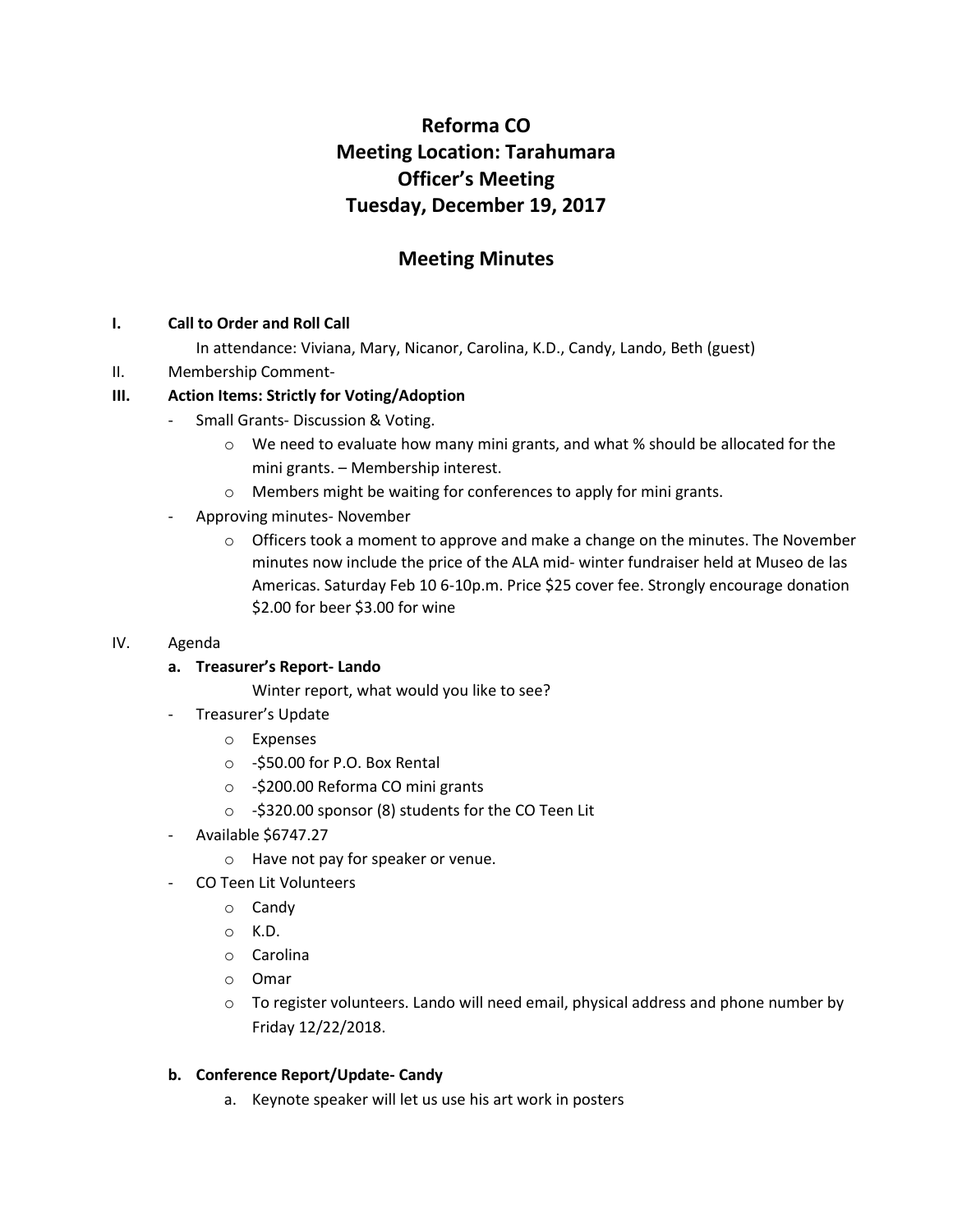# Reforma CO
## Meeting Location: Tarahumara
## Officer's Meeting
## Tuesday, December 19, 2017

## Meeting Minutes

I. **Call to Order and Roll Call**

In attendance: Viviana, Mary, Nicanor, Carolina, K.D., Candy, Lando, Beth (guest)

II. Membership Comment-

III. **Action Items: Strictly for Voting/Adoption**

- Small Grants- Discussion & Voting.
  - We need to evaluate how many mini grants, and what % should be allocated for the mini grants. – Membership interest.
  - Members might be waiting for conferences to apply for mini grants.
- Approving minutes- November
  - Officers took a moment to approve and make a change on the minutes. The November minutes now include the price of the ALA mid- winter fundraiser held at Museo de las Americas. Saturday Feb 10 6-10p.m. Price $25 cover fee. Strongly encourage donation $2.00 for beer $3.00 for wine

IV. Agenda

**a. Treasurer's Report- Lando**

Winter report, what would you like to see?

- Treasurer's Update
  - Expenses
  - -$50.00 for P.O. Box Rental
  - -$200.00 Reforma CO mini grants
  - -$320.00 sponsor (8) students for the CO Teen Lit
- Available $6747.27
  - Have not pay for speaker or venue.
- CO Teen Lit Volunteers
  - Candy
  - K.D.
  - Carolina
  - Omar
  - To register volunteers. Lando will need email, physical address and phone number by Friday 12/22/2018.

**b. Conference Report/Update- Candy**

a. Keynote speaker will let us use his art work in posters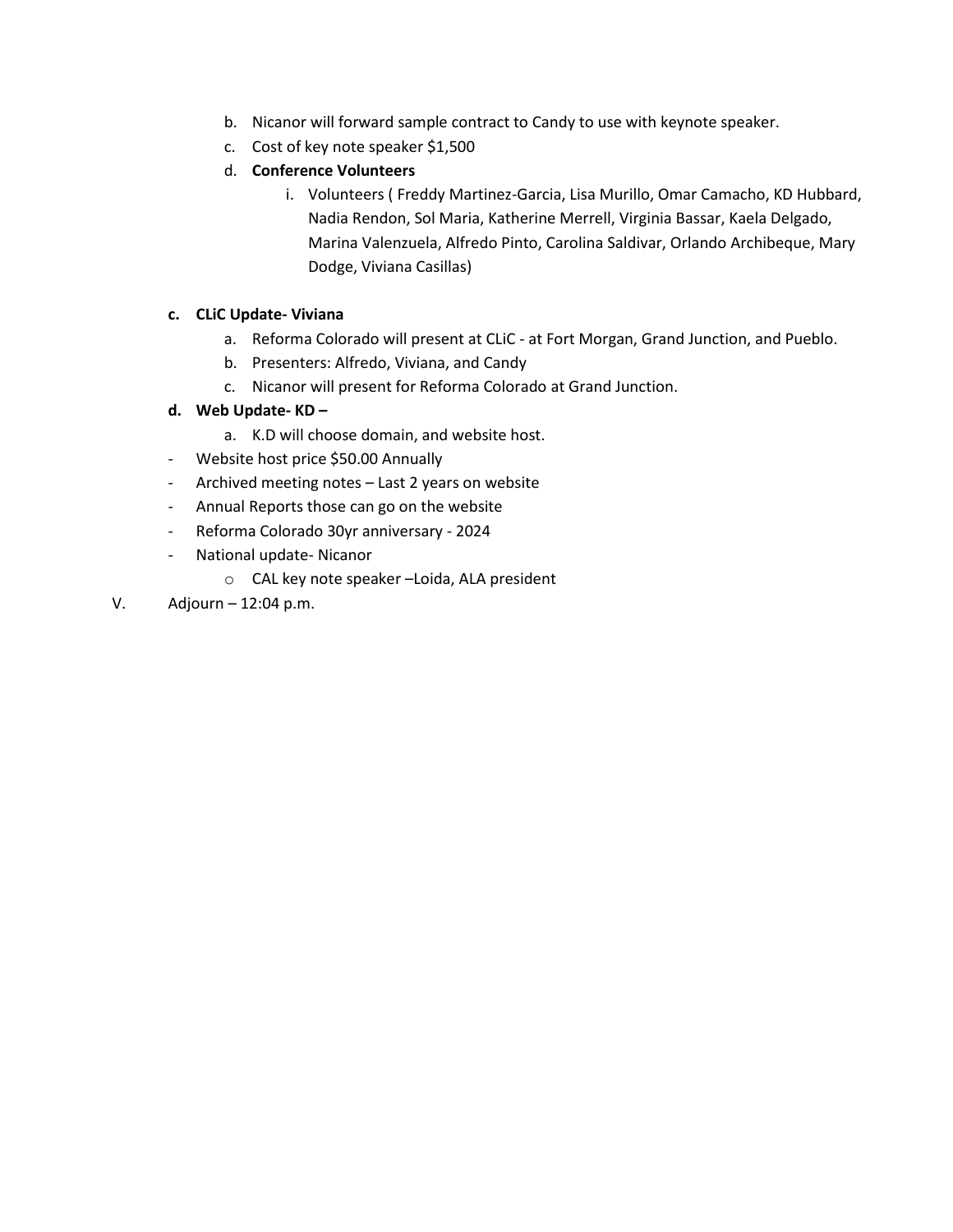b. Nicanor will forward sample contract to Candy to use with keynote speaker.
   c. Cost of key note speaker $1,500
   d. **Conference Volunteers**
      i. Volunteers ( Freddy Martinez-Garcia, Lisa Murillo, Omar Camacho, KD Hubbard, Nadia Rendon, Sol Maria, Katherine Merrell, Virginia Bassar, Kaela Delgado, Marina Valenzuela, Alfredo Pinto, Carolina Saldivar, Orlando Archibeque, Mary Dodge, Viviana Casillas)

**c. CLiC Update- Viviana**

   a. Reforma Colorado will present at CLiC - at Fort Morgan, Grand Junction, and Pueblo.
   b. Presenters: Alfredo, Viviana, and Candy
   c. Nicanor will present for Reforma Colorado at Grand Junction.

**d. Web Update- KD –**

   a. K.D will choose domain, and website host.

- Website host price $50.00 Annually
- Archived meeting notes – Last 2 years on website
- Annual Reports those can go on the website
- Reforma Colorado 30yr anniversary - 2024
- National update- Nicanor
   - CAL key note speaker –Loida, ALA president

V. Adjourn – 12:04 p.m.